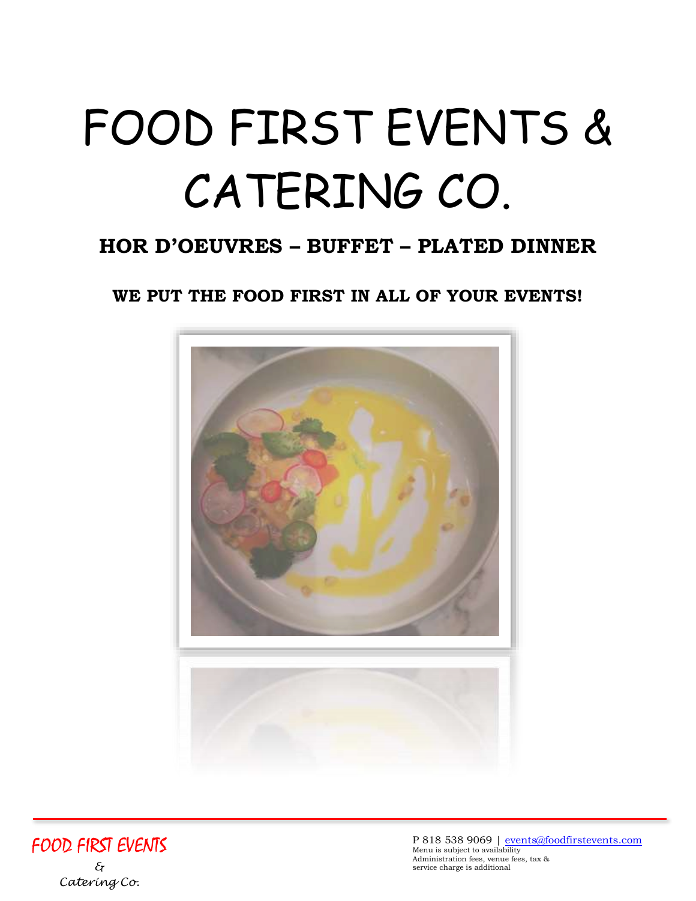# FOOD FIRST EVENTS & CATERING CO.

## HOR D'OEUVRES – BUFFET – PLATED DINNER

### WE PUT THE FOOD FIRST IN ALL OF YOUR EVENTS!

FOOD FIRST EVENTS
& 
Catering Co.

P 818 538 9069 | events@foodfirstevents.com
Menu is subject to availability
Administration fees, venue fees, tax & service charge is additional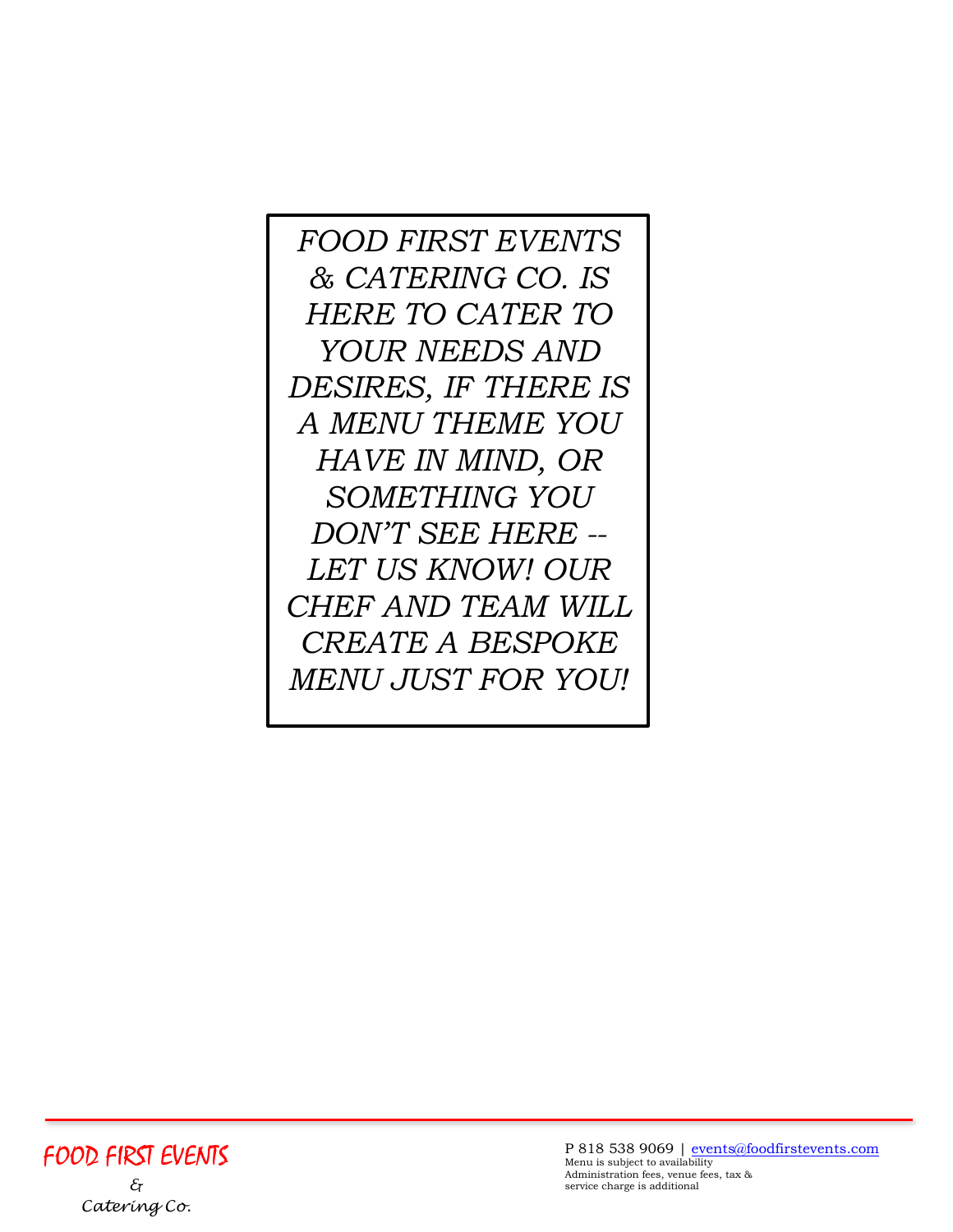*FOOD FIRST EVENTS & CATERING CO. IS HERE TO CATER TO YOUR NEEDS AND DESIRES, IF THERE IS A MENU THEME YOU HAVE IN MIND, OR SOMETHING YOU DON'T SEE HERE -- LET US KNOW! OUR CHEF AND TEAM WILL CREATE A BESPOKE MENU JUST FOR YOU!*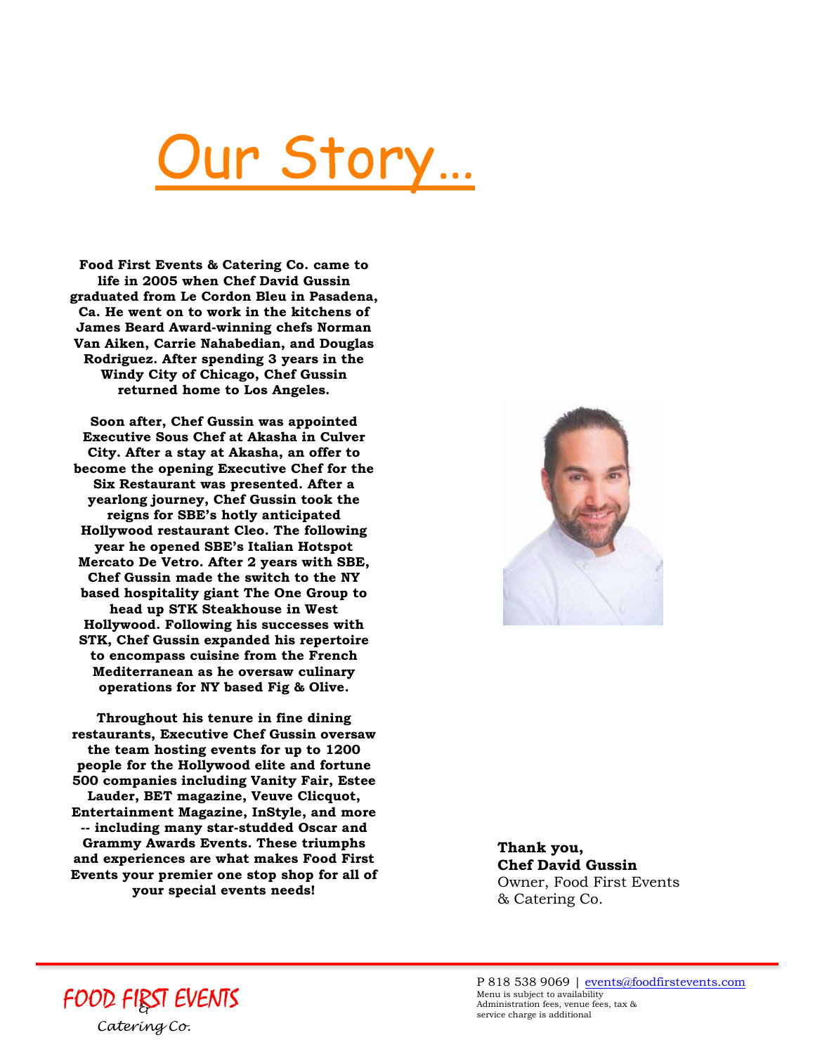# Our Story…

**Food First Events & Catering Co. came to life in 2005 when Chef David Gussin graduated from Le Cordon Bleu in Pasadena, Ca. He went on to work in the kitchens of James Beard Award-winning chefs Norman Van Aiken, Carrie Nahabedian, and Douglas Rodriguez. After spending 3 years in the Windy City of Chicago, Chef Gussin returned home to Los Angeles.**

**Soon after, Chef Gussin was appointed Executive Sous Chef at Akasha in Culver City. After a stay at Akasha, an offer to become the opening Executive Chef for the Six Restaurant was presented. After a yearlong journey, Chef Gussin took the reigns for SBE's hotly anticipated Hollywood restaurant Cleo. The following year he opened SBE's Italian Hotspot Mercato De Vetro. After 2 years with SBE, Chef Gussin made the switch to the NY based hospitality giant The One Group to head up STK Steakhouse in West Hollywood. Following his successes with STK, Chef Gussin expanded his repertoire to encompass cuisine from the French Mediterranean as he oversaw culinary operations for NY based Fig & Olive.**

**Throughout his tenure in fine dining restaurants, Executive Chef Gussin oversaw the team hosting events for up to 1200 people for the Hollywood elite and fortune 500 companies including Vanity Fair, Estee Lauder, BET magazine, Veuve Clicquot, Entertainment Magazine, InStyle, and more -- including many star-studded Oscar and Grammy Awards Events. These triumphs and experiences are what makes Food First Events your premier one stop shop for all of your special events needs!**

**Thank you,**
**Chef David Gussin**
Owner, Food First Events & Catering Co.

FOOD FIRST EVENTS & Catering Co.

P 818 538 9069 | events@foodfirstevents.com
Menu is subject to availability
Administration fees, venue fees, tax & service charge is additional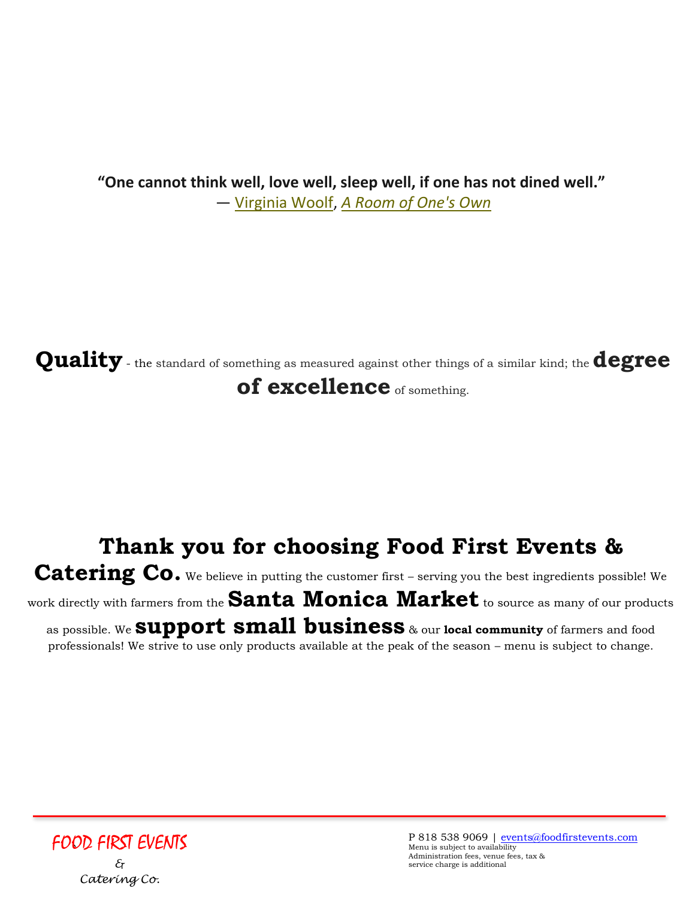**“One cannot think well, love well, sleep well, if one has not dined well.”**
― Virginia Woolf, *A Room of One's Own*

**Quality** - the standard of something as measured against other things of a similar kind; the **degree of excellence** of something.

**Thank you for choosing Food First Events & Catering Co.** We believe in putting the customer first – serving you the best ingredients possible! We work directly with farmers from the **Santa Monica Market** to source as many of our products as possible. We **support small business** & our **local community** of farmers and food professionals! We strive to use only products available at the peak of the season – menu is subject to change.

FOOD FIRST EVENTS & Catering Co.

P 818 538 9069 | events@foodfirstevents.com
Menu is subject to availability
Administration fees, venue fees, tax & service charge is additional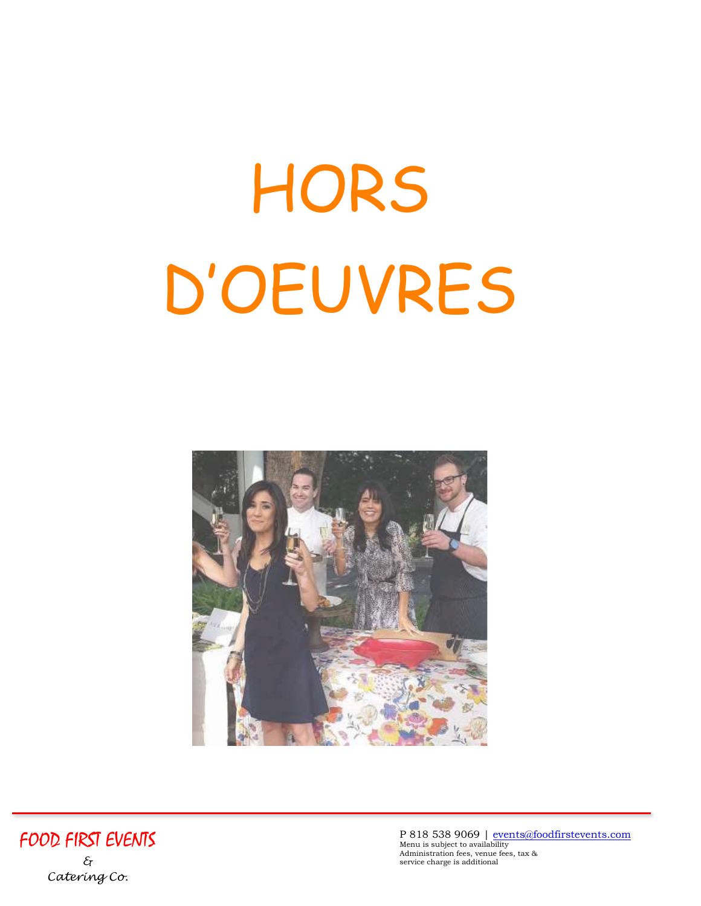# HORS D'OEUVRES

FOOD FIRST EVENTS

& Catering Co.

P 818 538 9069 | events@foodfirstevents.com
Menu is subject to availability
Administration fees, venue fees, tax & service charge is additional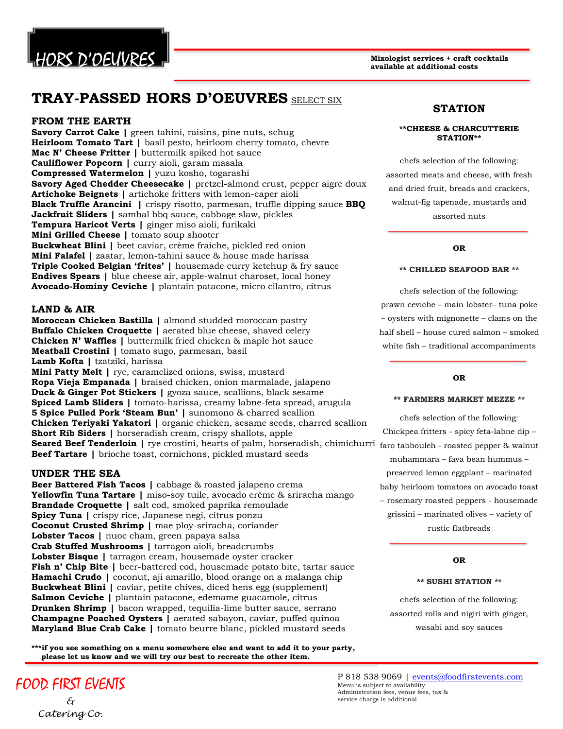# HORS D'OEUVRES

**Mixologist services + craft cocktails available at additional costs**

## TRAY-PASSED HORS D'OEUVRES SELECT SIX

### FROM THE EARTH

**Savory Carrot Cake |** green tahini, raisins, pine nuts, schug
**Heirloom Tomato Tart |** basil pesto, heirloom cherry tomato, chevre
**Mac N' Cheese Fritter |** buttermilk spiked hot sauce
**Cauliflower Popcorn |** curry aioli, garam masala
**Compressed Watermelon |** yuzu kosho, togarashi
**Savory Aged Chedder Cheesecake |** pretzel-almond crust, pepper aigre doux
**Artichoke Beignets |** artichoke fritters with lemon-caper aioli
**Black Truffle Arancini |** crispy risotto, parmesan, truffle dipping sauce **BBQ Jackfruit Sliders |** sambal bbq sauce, cabbage slaw, pickles
**Tempura Haricot Verts |** ginger miso aioli, furikaki
**Mini Grilled Cheese |** tomato soup shooter
**Buckwheat Blini |** beet caviar, crème fraiche, pickled red onion
**Mini Falafel |** zaatar, lemon-tahini sauce & house made harissa
**Triple Cooked Belgian 'frites' |** housemade curry ketchup & fry sauce
**Endives Spears |** blue cheese air, apple-walnut charoset, local honey
**Avocado-Hominy Ceviche |** plantain patacone, micro cilantro, citrus

### LAND & AIR

**Moroccan Chicken Bastilla |** almond studded moroccan pastry
**Buffalo Chicken Croquette |** aerated blue cheese, shaved celery
**Chicken N' Waffles |** buttermilk fried chicken & maple hot sauce
**Meatball Crostini |** tomato sugo, parmesan, basil
**Lamb Kofta |** tzatziki, harissa
**Mini Patty Melt |** rye, caramelized onions, swiss, mustard
**Ropa Vieja Empanada |** braised chicken, onion marmalade, jalapeno
**Duck & Ginger Pot Stickers |** gyoza sauce, scallions, black sesame
**Spiced Lamb Sliders |** tomato-harissa, creamy labne-feta spread, arugula
**5 Spice Pulled Pork 'Steam Bun' |** sunomono & charred scallion
**Chicken Teriyaki Yakatori |** organic chicken, sesame seeds, charred scallion
**Short Rib Siders |** horseradish cream, crispy shallots, apple
**Seared Beef Tenderloin |** rye crostini, hearts of palm, horseradish, chimichurri
**Beef Tartare |** brioche toast, cornichons, pickled mustard seeds

### UNDER THE SEA

**Beer Battered Fish Tacos |** cabbage & roasted jalapeno crema
**Yellowfin Tuna Tartare |** miso-soy tuile, avocado crème & sriracha mango
**Brandade Croquette |** salt cod, smoked paprika remoulade
**Spicy Tuna |** crispy rice, Japanese negi, citrus ponzu
**Coconut Crusted Shrimp |** mae ploy-sriracha, coriander
**Lobster Tacos |** nuoc cham, green papaya salsa
**Crab Stuffed Mushrooms |** tarragon aioli, breadcrumbs
**Lobster Bisque |** tarragon cream, housemade oyster cracker
**Fish n' Chip Bite |** beer-battered cod, housemade potato bite, tartar sauce
**Hamachi Crudo |** coconut, aji amarillo, blood orange on a malanga chip
**Buckwheat Blini |** caviar, petite chives, diced hens egg (supplement)
**Salmon Ceviche |** plantain patacone, edemame guacamole, citrus
**Drunken Shrimp |** bacon wrapped, tequilia-lime butter sauce, serrano
**Champagne Poached Oysters |** aerated sabayon, caviar, puffed quinoa
**Maryland Blue Crab Cake |** tomato beurre blanc, pickled mustard seeds

**\*\*\*if you see something on a menu somewhere else and want to add it to your party, please let us know and we will try our best to recreate the other item.**

## STATION

**\*\*CHEESE & CHARCUTTERIE STATION\*\***

chefs selection of the following: assorted meats and cheese, with fresh and dried fruit, breads and crackers, walnut-fig tapenade, mustards and assorted nuts

**OR**

**\*\* CHILLED SEAFOOD BAR \*\***

chefs selection of the following: prawn ceviche – main lobster– tuna poke – oysters with mignonette – clams on the half shell – house cured salmon – smoked white fish – traditional accompaniments

**OR**

**\*\* FARMERS MARKET MEZZE \*\***

chefs selection of the following: Chickpea fritters - spicy feta-labne dip – faro tabbouleh - roasted pepper & walnut muhammara – fava bean hummus – preserved lemon eggplant – marinated baby heirloom tomatoes on avocado toast – rosemary roasted peppers - housemade grissini – marinated olives – variety of rustic flatbreads

**OR**

**\*\* SUSHI STATION \*\***

chefs selection of the following: assorted rolls and nigiri with ginger, wasabi and soy sauces

FOOD FIRST EVENTS
& Catering Co.

P 818 538 9069 | events@foodfirstevents.com
Menu is subject to availability
Administration fees, venue fees, tax & service charge is additional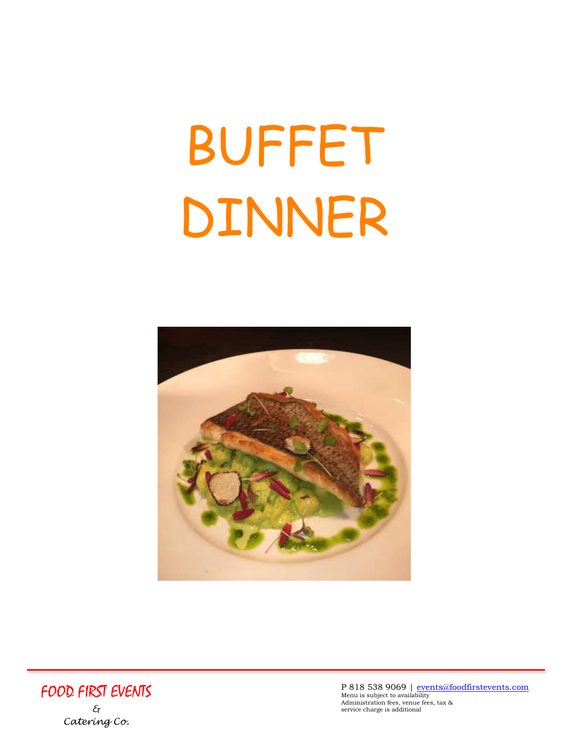# BUFFET DINNER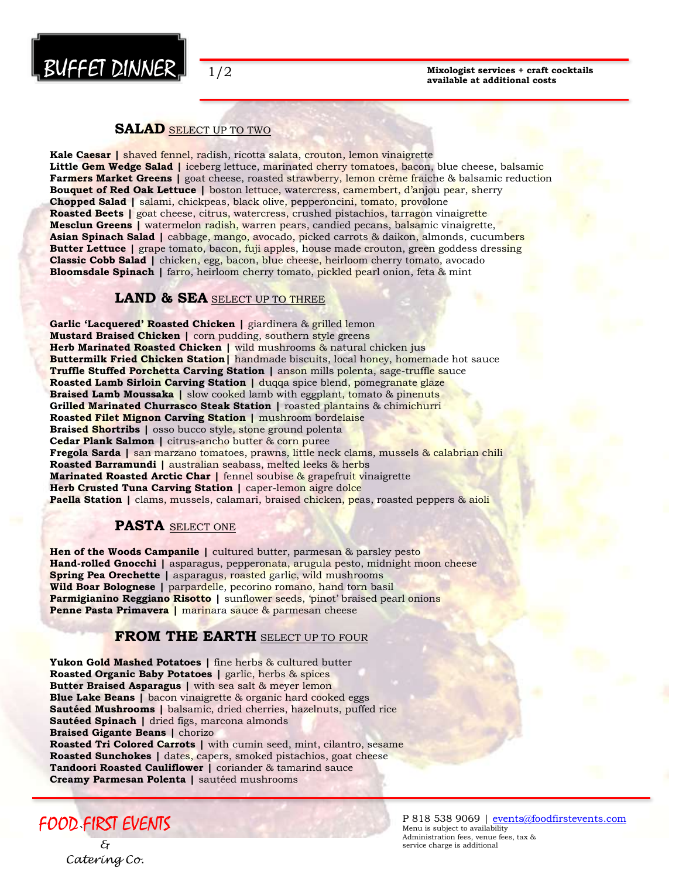# BUFFET DINNER

**Mixologist services + craft cocktails available at additional costs**

## SALAD SELECT UP TO TWO

**Kale Caesar |** shaved fennel, radish, ricotta salata, crouton, lemon vinaigrette
**Little Gem Wedge Salad |** iceberg lettuce, marinated cherry tomatoes, bacon, blue cheese, balsamic
**Farmers Market Greens |** goat cheese, roasted strawberry, lemon crème fraiche & balsamic reduction
**Bouquet of Red Oak Lettuce |** boston lettuce, watercress, camembert, d'anjou pear, sherry
**Chopped Salad |** salami, chickpeas, black olive, pepperoncini, tomato, provolone
**Roasted Beets |** goat cheese, citrus, watercress, crushed pistachios, tarragon vinaigrette
**Mesclun Greens |** watermelon radish, warren pears, candied pecans, balsamic vinaigrette,
**Asian Spinach Salad |** cabbage, mango, avocado, picked carrots & daikon, almonds, cucumbers
**Butter Lettuce |** grape tomato, bacon, fuji apples, house made crouton, green goddess dressing
**Classic Cobb Salad |** chicken, egg, bacon, blue cheese, heirloom cherry tomato, avocado
**Bloomsdale Spinach |** farro, heirloom cherry tomato, pickled pearl onion, feta & mint

## LAND & SEA SELECT UP TO THREE

**Garlic 'Lacquered' Roasted Chicken |** giardinera & grilled lemon
**Mustard Braised Chicken |** corn pudding, southern style greens
**Herb Marinated Roasted Chicken |** wild mushrooms & natural chicken jus
**Buttermilk Fried Chicken Station|** handmade biscuits, local honey, homemade hot sauce
**Truffle Stuffed Porchetta Carving Station |** anson mills polenta, sage-truffle sauce
**Roasted Lamb Sirloin Carving Station |** duqqa spice blend, pomegranate glaze
**Braised Lamb Moussaka |** slow cooked lamb with eggplant, tomato & pinenuts
**Grilled Marinated Churrasco Steak Station |** roasted plantains & chimichurri
**Roasted Filet Mignon Carving Station |** mushroom bordelaise
**Braised Shortribs |** osso bucco style, stone ground polenta
**Cedar Plank Salmon |** citrus-ancho butter & corn puree
**Fregola Sarda |** san marzano tomatoes, prawns, little neck clams, mussels & calabrian chili
**Roasted Barramundi |** australian seabass, melted leeks & herbs
**Marinated Roasted Arctic Char |** fennel soubise & grapefruit vinaigrette
**Herb Crusted Tuna Carving Station |** caper-lemon aigre dolce
**Paella Station |** clams, mussels, calamari, braised chicken, peas, roasted peppers & aioli

## PASTA SELECT ONE

**Hen of the Woods Campanile |** cultured butter, parmesan & parsley pesto
**Hand-rolled Gnocchi |** asparagus, pepperonata, arugula pesto, midnight moon cheese
**Spring Pea Orechette |** asparagus, roasted garlic, wild mushrooms
**Wild Boar Bolognese |** parpardelle, pecorino romano, hand torn basil
**Parmigianino Reggiano Risotto |** sunflower seeds, 'pinot' braised pearl onions
**Penne Pasta Primavera |** marinara sauce & parmesan cheese

## FROM THE EARTH SELECT UP TO FOUR

**Yukon Gold Mashed Potatoes |** fine herbs & cultured butter
**Roasted Organic Baby Potatoes |** garlic, herbs & spices
**Butter Braised Asparagus |** with sea salt & meyer lemon
**Blue Lake Beans |** bacon vinaigrette & organic hard cooked eggs
**Sautéed Mushrooms |** balsamic, dried cherries, hazelnuts, puffed rice
**Sautéed Spinach |** dried figs, marcona almonds
**Braised Gigante Beans |** chorizo
**Roasted Tri Colored Carrots |** with cumin seed, mint, cilantro, sesame
**Roasted Sunchokes |** dates, capers, smoked pistachios, goat cheese
**Tandoori Roasted Cauliflower |** coriander & tamarind sauce
**Creamy Parmesan Polenta |** sautéed mushrooms

FOOD FIRST EVENTS & Catering Co.

P 818 538 9069 | events@foodfirstevents.com
Menu is subject to availability
Administration fees, venue fees, tax & service charge is additional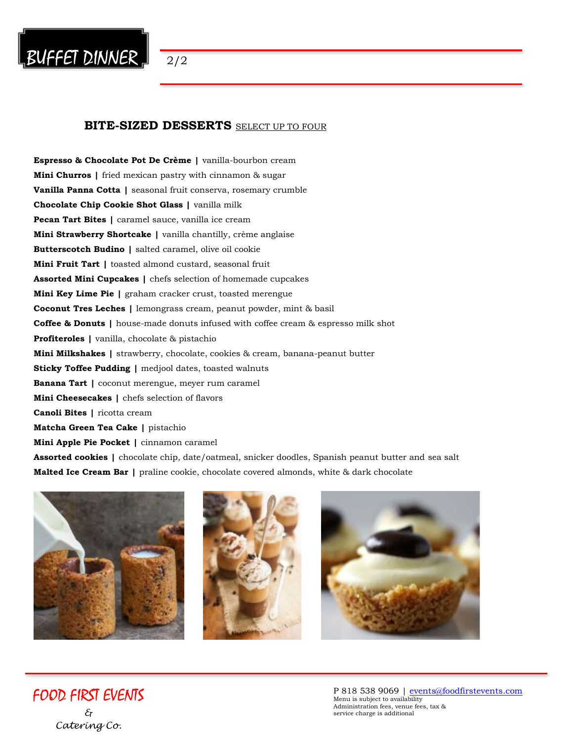# BUFFET DINNER

## BITE-SIZED DESSERTS SELECT UP TO FOUR

**Espresso & Chocolate Pot De Crème |** vanilla-bourbon cream
**Mini Churros |** fried mexican pastry with cinnamon & sugar
**Vanilla Panna Cotta |** seasonal fruit conserva, rosemary crumble
**Chocolate Chip Cookie Shot Glass |** vanilla milk
**Pecan Tart Bites |** caramel sauce, vanilla ice cream
**Mini Strawberry Shortcake |** vanilla chantilly, crème anglaise
**Butterscotch Budino |** salted caramel, olive oil cookie
**Mini Fruit Tart |** toasted almond custard, seasonal fruit
**Assorted Mini Cupcakes |** chefs selection of homemade cupcakes
**Mini Key Lime Pie |** graham cracker crust, toasted merengue
**Coconut Tres Leches |** lemongrass cream, peanut powder, mint & basil
**Coffee & Donuts |** house-made donuts infused with coffee cream & espresso milk shot
**Profiteroles |** vanilla, chocolate & pistachio
**Mini Milkshakes |** strawberry, chocolate, cookies & cream, banana-peanut butter
**Sticky Toffee Pudding |** medjool dates, toasted walnuts
**Banana Tart |** coconut merengue, meyer rum caramel
**Mini Cheesecakes |** chefs selection of flavors
**Canoli Bites |** ricotta cream
**Matcha Green Tea Cake |** pistachio
**Mini Apple Pie Pocket |** cinnamon caramel
**Assorted cookies |** chocolate chip, date/oatmeal, snicker doodles, Spanish peanut butter and sea salt
**Malted Ice Cream Bar |** praline cookie, chocolate covered almonds, white & dark chocolate

FOOD FIRST EVENTS & Catering Co.

P 818 538 9069 | events@foodfirstevents.com
Menu is subject to availability
Administration fees, venue fees, tax & service charge is additional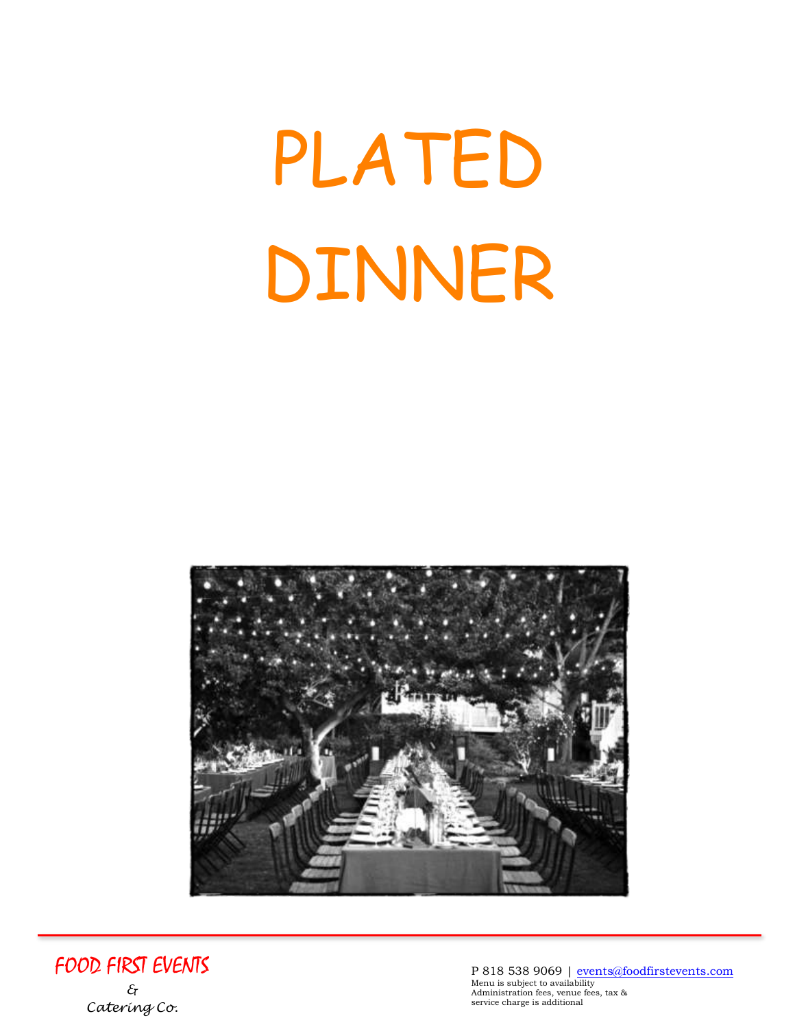# PLATED DINNER

FOOD FIRST EVENTS
& Catering Co.

P 818 538 9069 | events@foodfirstevents.com
Menu is subject to availability
Administration fees, venue fees, tax & service charge is additional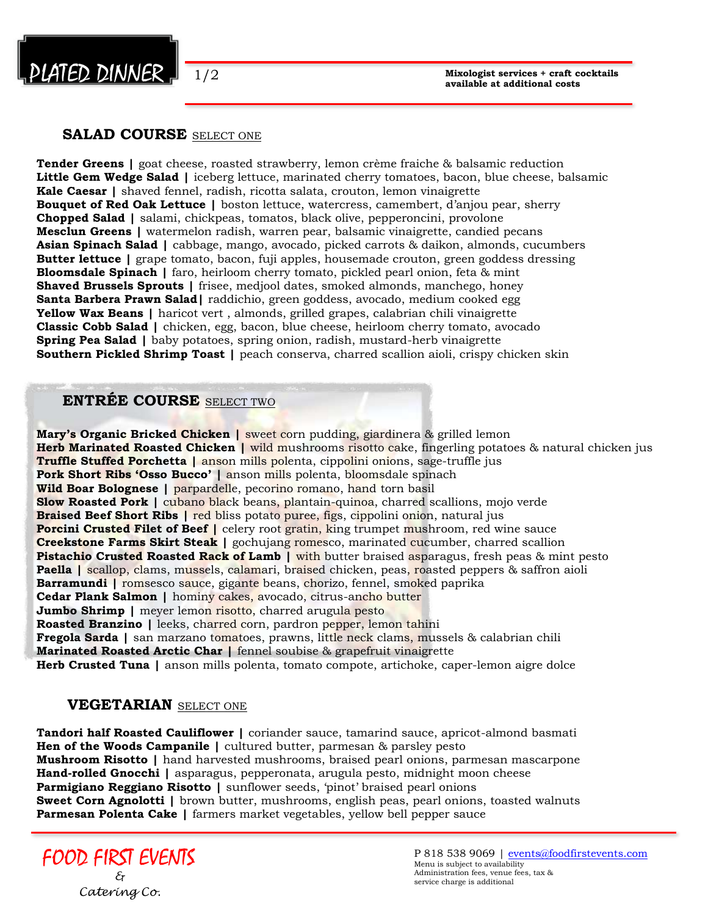# PLATED DINNER

1/2

**Mixologist services + craft cocktails available at additional costs**

## SALAD COURSE SELECT ONE

**Tender Greens |** goat cheese, roasted strawberry, lemon crème fraiche & balsamic reduction
**Little Gem Wedge Salad |** iceberg lettuce, marinated cherry tomatoes, bacon, blue cheese, balsamic
**Kale Caesar |** shaved fennel, radish, ricotta salata, crouton, lemon vinaigrette
**Bouquet of Red Oak Lettuce |** boston lettuce, watercress, camembert, d'anjou pear, sherry
**Chopped Salad |** salami, chickpeas, tomatos, black olive, pepperoncini, provolone
**Mesclun Greens |** watermelon radish, warren pear, balsamic vinaigrette, candied pecans
**Asian Spinach Salad |** cabbage, mango, avocado, picked carrots & daikon, almonds, cucumbers
**Butter lettuce |** grape tomato, bacon, fuji apples, housemade crouton, green goddess dressing
**Bloomsdale Spinach |** faro, heirloom cherry tomato, pickled pearl onion, feta & mint
**Shaved Brussels Sprouts |** frisee, medjool dates, smoked almonds, manchego, honey
**Santa Barbera Prawn Salad|** raddichio, green goddess, avocado, medium cooked egg
**Yellow Wax Beans |** haricot vert , almonds, grilled grapes, calabrian chili vinaigrette
**Classic Cobb Salad |** chicken, egg, bacon, blue cheese, heirloom cherry tomato, avocado
**Spring Pea Salad |** baby potatoes, spring onion, radish, mustard-herb vinaigrette
**Southern Pickled Shrimp Toast |** peach conserva, charred scallion aioli, crispy chicken skin

## ENTRÉE COURSE SELECT TWO

**Mary's Organic Bricked Chicken |** sweet corn pudding, giardinera & grilled lemon
**Herb Marinated Roasted Chicken |** wild mushrooms risotto cake, fingerling potatoes & natural chicken jus
**Truffle Stuffed Porchetta |** anson mills polenta, cippolini onions, sage-truffle jus
**Pork Short Ribs 'Osso Bucco' |** anson mills polenta, bloomsdale spinach
**Wild Boar Bolognese |** parpardelle, pecorino romano, hand torn basil
**Slow Roasted Pork |** cubano black beans, plantain-quinoa, charred scallions, mojo verde
**Braised Beef Short Ribs |** red bliss potato puree, figs, cippolini onion, natural jus
**Porcini Crusted Filet of Beef |** celery root gratin, king trumpet mushroom, red wine sauce
**Creekstone Farms Skirt Steak |** gochujang romesco, marinated cucumber, charred scallion
**Pistachio Crusted Roasted Rack of Lamb |** with butter braised asparagus, fresh peas & mint pesto
**Paella |** scallop, clams, mussels, calamari, braised chicken, peas, roasted peppers & saffron aioli
**Barramundi |** romsesco sauce, gigante beans, chorizo, fennel, smoked paprika
**Cedar Plank Salmon |** hominy cakes, avocado, citrus-ancho butter
**Jumbo Shrimp |** meyer lemon risotto, charred arugula pesto
**Roasted Branzino |** leeks, charred corn, pardron pepper, lemon tahini
**Fregola Sarda |** san marzano tomatoes, prawns, little neck clams, mussels & calabrian chili
**Marinated Roasted Arctic Char |** fennel soubise & grapefruit vinaigrette
**Herb Crusted Tuna |** anson mills polenta, tomato compote, artichoke, caper-lemon aigre dolce

## VEGETARIAN SELECT ONE

**Tandori half Roasted Cauliflower |** coriander sauce, tamarind sauce, apricot-almond basmati
**Hen of the Woods Campanile |** cultured butter, parmesan & parsley pesto
**Mushroom Risotto |** hand harvested mushrooms, braised pearl onions, parmesan mascarpone
**Hand-rolled Gnocchi |** asparagus, pepperonata, arugula pesto, midnight moon cheese
**Parmigiano Reggiano Risotto |** sunflower seeds, 'pinot' braised pearl onions
**Sweet Corn Agnolotti |** brown butter, mushrooms, english peas, pearl onions, toasted walnuts
**Parmesan Polenta Cake |** farmers market vegetables, yellow bell pepper sauce

FOOD FIRST EVENTS & Catering Co.

P 818 538 9069 | events@foodfirstevents.com
Menu is subject to availability
Administration fees, venue fees, tax & service charge is additional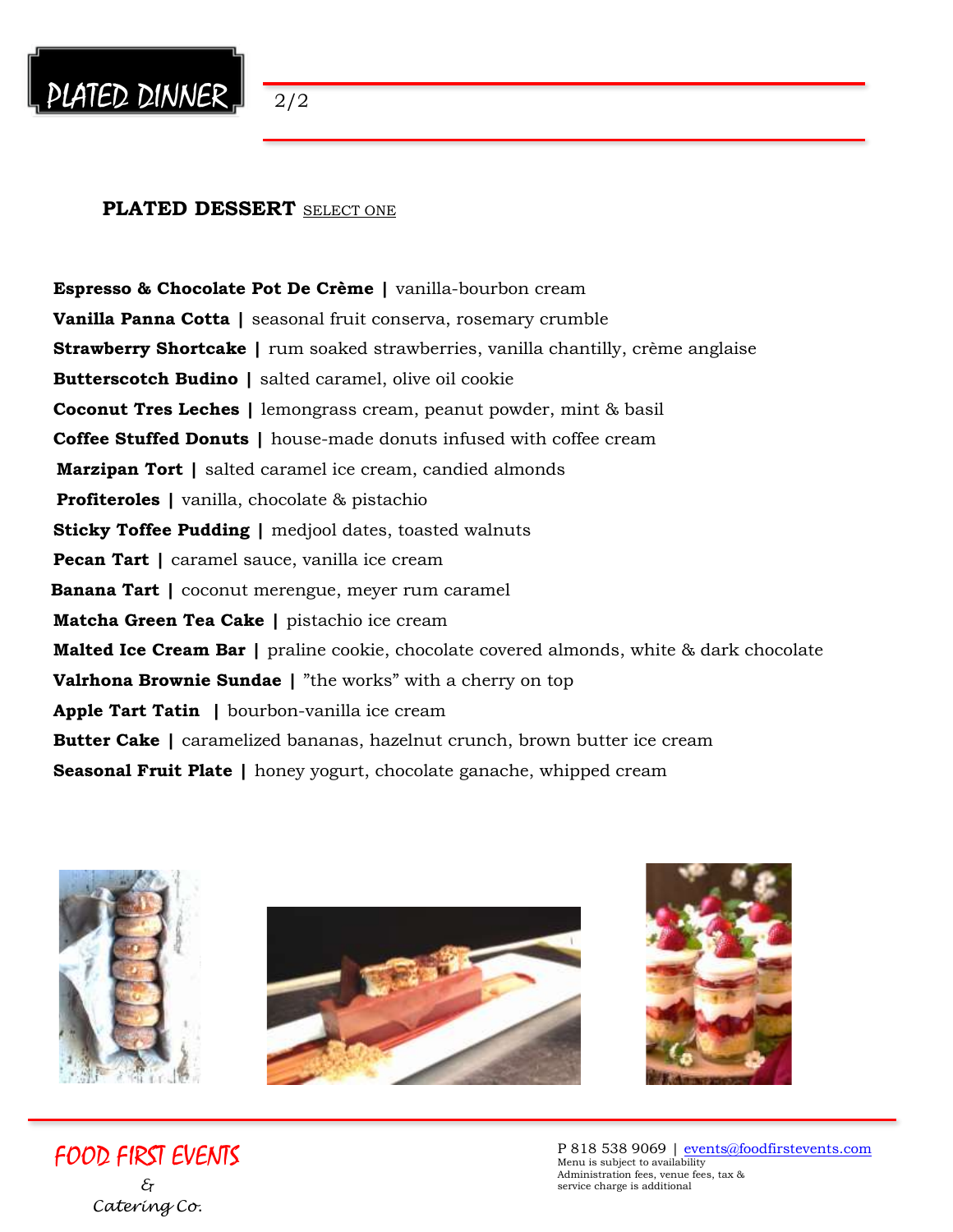# PLATED DINNER

2/2

## PLATED DESSERT <u>SELECT ONE</u>

**Espresso & Chocolate Pot De Crème |** vanilla-bourbon cream

**Vanilla Panna Cotta |** seasonal fruit conserva, rosemary crumble

**Strawberry Shortcake |** rum soaked strawberries, vanilla chantilly, crème anglaise

**Butterscotch Budino |** salted caramel, olive oil cookie

**Coconut Tres Leches |** lemongrass cream, peanut powder, mint & basil

**Coffee Stuffed Donuts |** house-made donuts infused with coffee cream

**Marzipan Tort |** salted caramel ice cream, candied almonds

**Profiteroles |** vanilla, chocolate & pistachio

**Sticky Toffee Pudding |** medjool dates, toasted walnuts

**Pecan Tart |** caramel sauce, vanilla ice cream

**Banana Tart |** coconut merengue, meyer rum caramel

**Matcha Green Tea Cake |** pistachio ice cream

**Malted Ice Cream Bar |** praline cookie, chocolate covered almonds, white & dark chocolate

**Valrhona Brownie Sundae |** "the works" with a cherry on top

**Apple Tart Tatin |** bourbon-vanilla ice cream

**Butter Cake |** caramelized bananas, hazelnut crunch, brown butter ice cream

**Seasonal Fruit Plate |** honey yogurt, chocolate ganache, whipped cream

FOOD FIRST EVENTS & Catering Co.

P 818 538 9069 | events@foodfirstevents.com
Menu is subject to availability
Administration fees, venue fees, tax & service charge is additional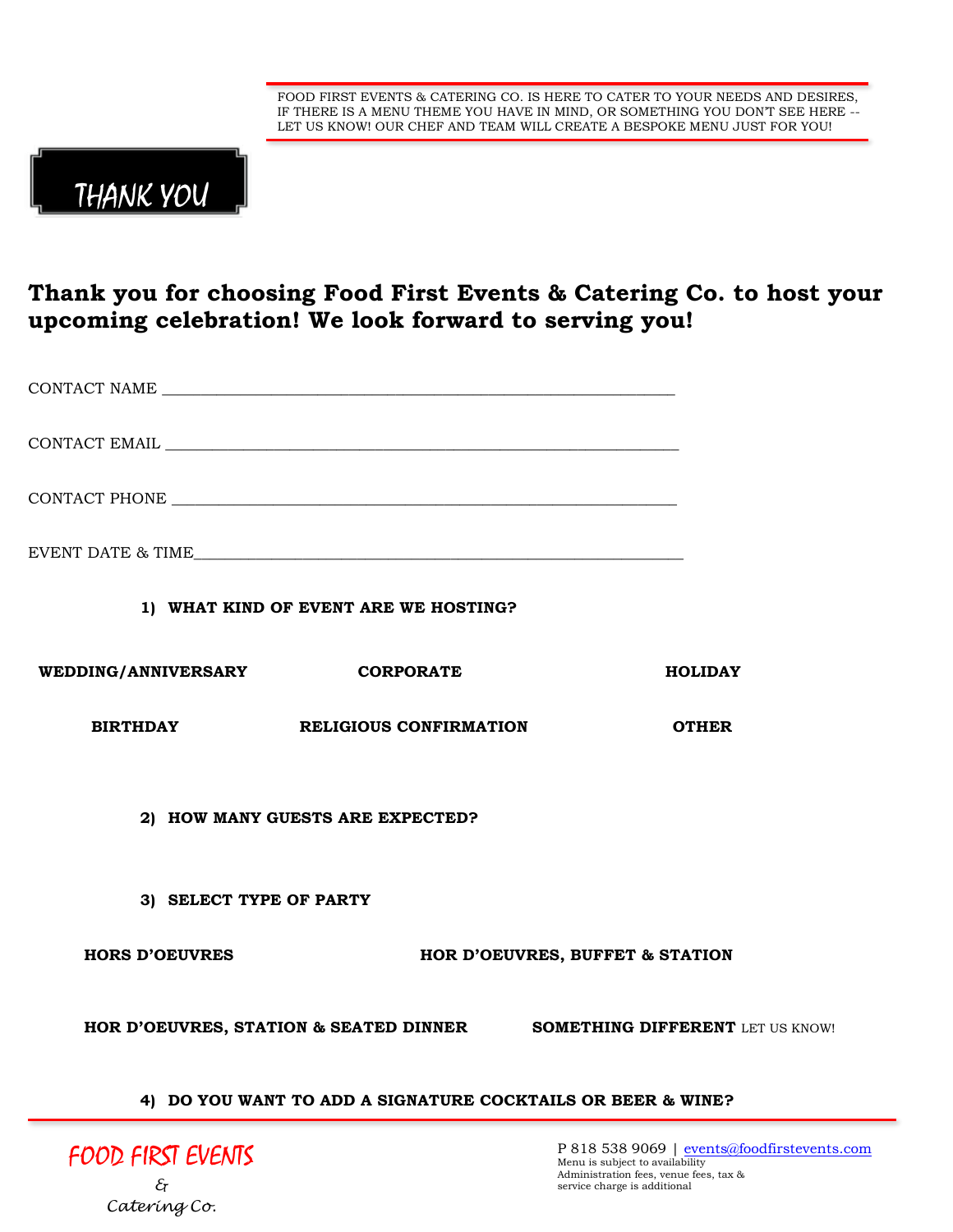FOOD FIRST EVENTS & CATERING CO. IS HERE TO CATER TO YOUR NEEDS AND DESIRES, IF THERE IS A MENU THEME YOU HAVE IN MIND, OR SOMETHING YOU DON'T SEE HERE -- LET US KNOW! OUR CHEF AND TEAM WILL CREATE A BESPOKE MENU JUST FOR YOU!

# THANK YOU

## Thank you for choosing Food First Events & Catering Co. to host your upcoming celebration! We look forward to serving you!

CONTACT NAME ________________________________________________________________

CONTACT EMAIL ________________________________________________________________

CONTACT PHONE ________________________________________________________________

EVENT DATE & TIME______________________________________________________________

**1) WHAT KIND OF EVENT ARE WE HOSTING?**

**WEDDING/ANNIVERSARY** **CORPORATE** **HOLIDAY**

**BIRTHDAY** **RELIGIOUS CONFIRMATION** **OTHER**

**2) HOW MANY GUESTS ARE EXPECTED?**

**3) SELECT TYPE OF PARTY**

**HORS D'OEUVRES** **HOR D'OEUVRES, BUFFET & STATION**

**HOR D'OEUVRES, STATION & SEATED DINNER** **SOMETHING DIFFERENT** LET US KNOW!

**4) DO YOU WANT TO ADD A SIGNATURE COCKTAILS OR BEER & WINE?**

FOOD FIRST EVENTS & Catering Co.

P 818 538 9069 | events@foodfirstevents.com
Menu is subject to availability
Administration fees, venue fees, tax & service charge is additional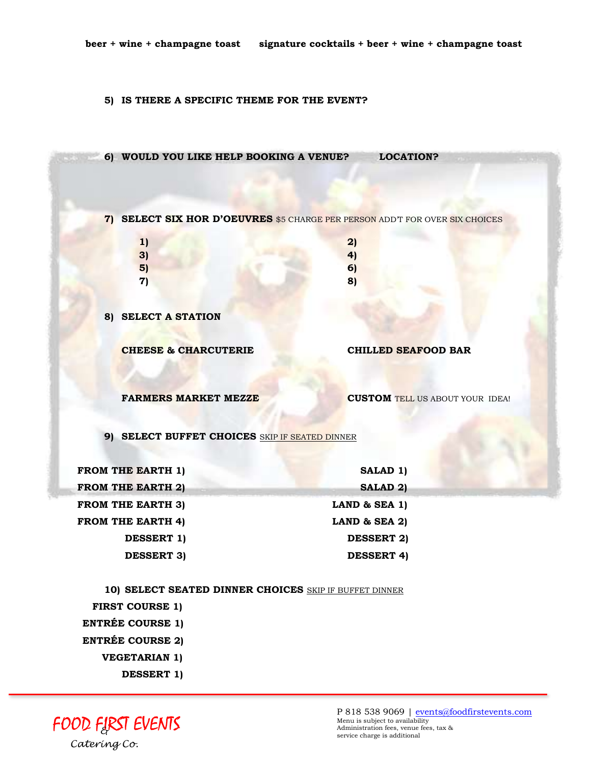**beer + wine + champagne toast** **signature cocktails + beer + wine + champagne toast**

**5) IS THERE A SPECIFIC THEME FOR THE EVENT?**

**6) WOULD YOU LIKE HELP BOOKING A VENUE? LOCATION?**

**7) SELECT SIX HOR D'OEUVRES** $5 CHARGE PER PERSON ADD'T FOR OVER SIX CHOICES

**1)** **2)**
**3)** **4)**
**5)** **6)**
**7)** **8)**

**8) SELECT A STATION**

**CHEESE & CHARCUTERIE** **CHILLED SEAFOOD BAR**

**FARMERS MARKET MEZZE** **CUSTOM** TELL US ABOUT YOUR IDEA!

**9) SELECT BUFFET CHOICES** SKIP IF SEATED DINNER

**FROM THE EARTH 1)** **SALAD 1)**
**FROM THE EARTH 2)** **SALAD 2)**
**FROM THE EARTH 3)** **LAND & SEA 1)**
**FROM THE EARTH 4)** **LAND & SEA 2)**
**DESSERT 1)** **DESSERT 2)**
**DESSERT 3)** **DESSERT 4)**

**10) SELECT SEATED DINNER CHOICES** SKIP IF BUFFET DINNER

**FIRST COURSE 1)**
**ENTRÉE COURSE 1)**
**ENTRÉE COURSE 2)**
**VEGETARIAN 1)**
**DESSERT 1)**

FOOD FIRST EVENTS & Catering Co.

P 818 538 9069 | events@foodfirstevents.com
Menu is subject to availability
Administration fees, venue fees, tax & service charge is additional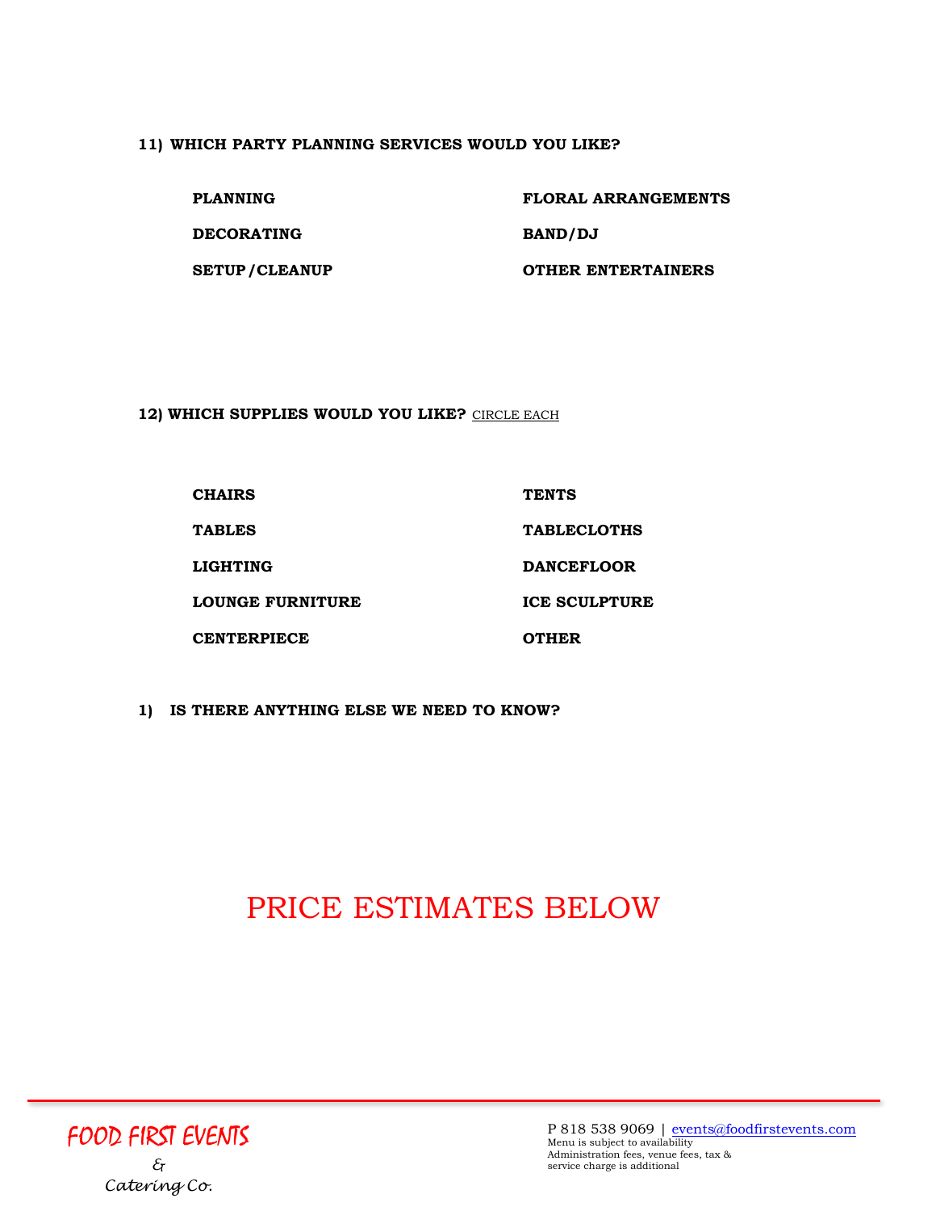**11) WHICH PARTY PLANNING SERVICES WOULD YOU LIKE?**

| | |
|---|---|
| **PLANNING** | **FLORAL ARRANGEMENTS** |
| **DECORATING** | **BAND/DJ** |
| **SETUP/CLEANUP** | **OTHER ENTERTAINERS** |

**12) WHICH SUPPLIES WOULD YOU LIKE?** <u>CIRCLE EACH</u>

| | |
|---|---|
| **CHAIRS** | **TENTS** |
| **TABLES** | **TABLECLOTHS** |
| **LIGHTING** | **DANCEFLOOR** |
| **LOUNGE FURNITURE** | **ICE SCULPTURE** |
| **CENTERPIECE** | **OTHER** |

**1) IS THERE ANYTHING ELSE WE NEED TO KNOW?**

## PRICE ESTIMATES BELOW

FOOD FIRST EVENTS & Catering Co.

P 818 538 9069 | events@foodfirstevents.com
Menu is subject to availability
Administration fees, venue fees, tax & service charge is additional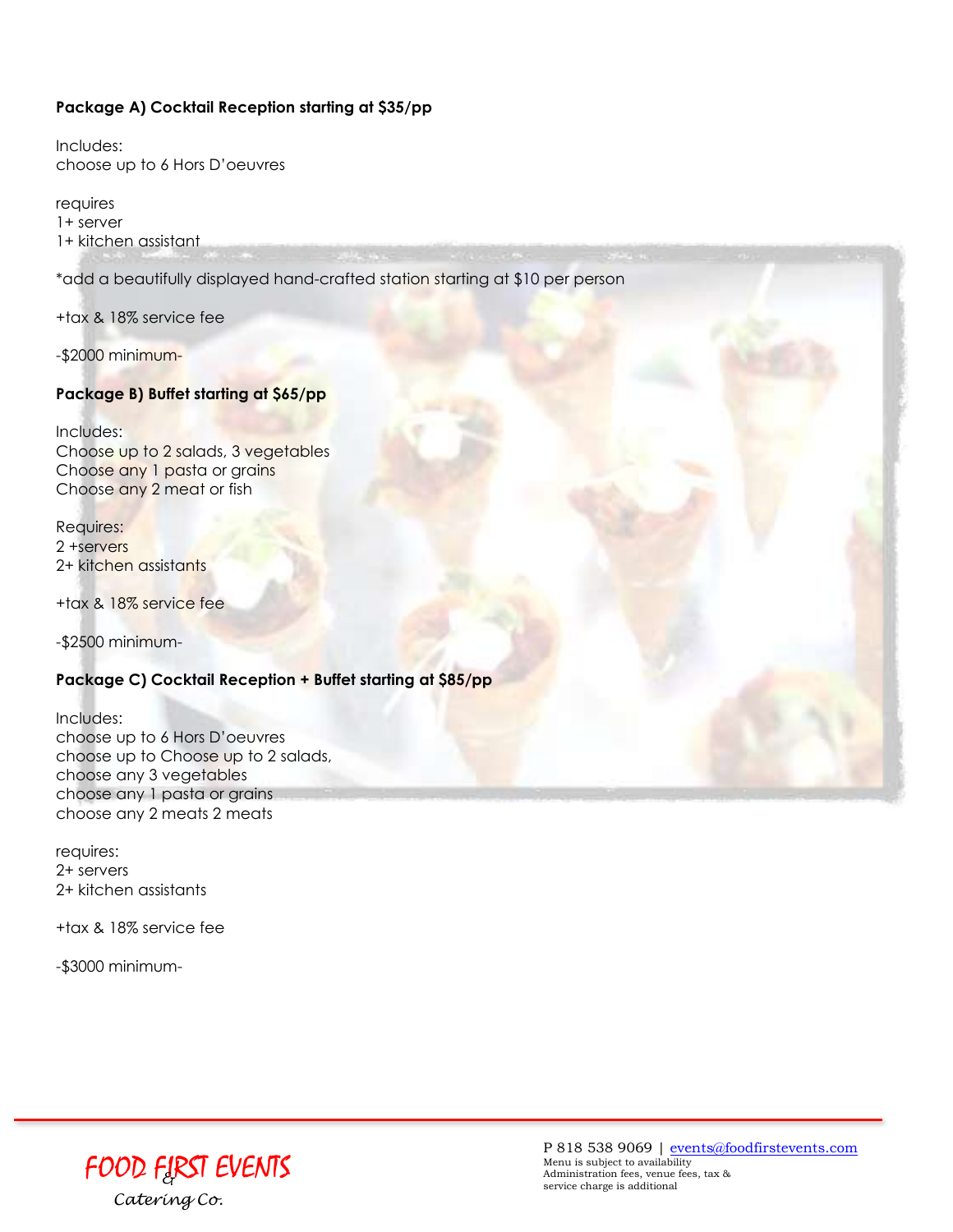**Package A) Cocktail Reception starting at $35/pp**

Includes:
choose up to 6 Hors D'oeuvres

requires
1+ server
1+ kitchen assistant

*add a beautifully displayed hand-crafted station starting at $10 per person

+tax & 18% service fee

-$2000 minimum-

**Package B) Buffet starting at $65/pp**

Includes:
Choose up to 2 salads, 3 vegetables
Choose any 1 pasta or grains
Choose any 2 meat or fish

Requires:
2 +servers
2+ kitchen assistants

+tax & 18% service fee

-$2500 minimum-

**Package C) Cocktail Reception + Buffet starting at $85/pp**

Includes:
choose up to 6 Hors D'oeuvres
choose up to Choose up to 2 salads,
choose any 3 vegetables
choose any 1 pasta or grains
choose any 2 meats 2 meats

requires:
2+ servers
2+ kitchen assistants

+tax & 18% service fee

-$3000 minimum-

FOOD FIRST EVENTS
& Catering Co.

P 818 538 9069 | events@foodfirstevents.com
Menu is subject to availability
Administration fees, venue fees, tax & service charge is additional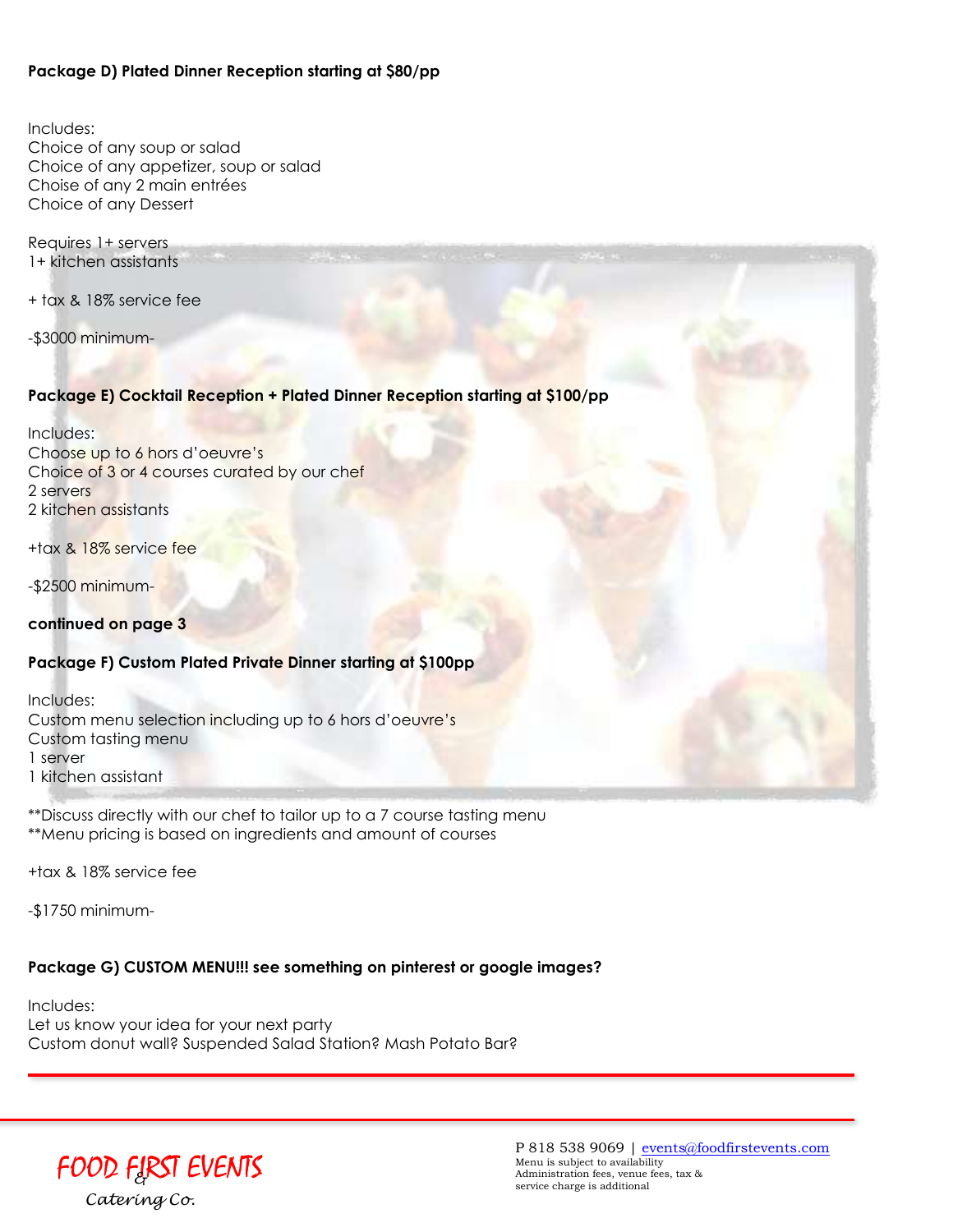**Package D) Plated Dinner Reception starting at $80/pp**

Includes:
Choice of any soup or salad
Choice of any appetizer, soup or salad
Choise of any 2 main entrées
Choice of any Dessert

Requires 1+ servers
1+ kitchen assistants

+ tax & 18% service fee

-$3000 minimum-

**Package E) Cocktail Reception + Plated Dinner Reception starting at $100/pp**

Includes:
Choose up to 6 hors d'oeuvre's
Choice of 3 or 4 courses curated by our chef
2 servers
2 kitchen assistants

+tax & 18% service fee

-$2500 minimum-

**continued on page 3**

**Package F) Custom Plated Private Dinner starting at $100pp**

Includes:
Custom menu selection including up to 6 hors d'oeuvre's
Custom tasting menu
1 server
1 kitchen assistant

**Discuss directly with our chef to tailor up to a 7 course tasting menu
**Menu pricing is based on ingredients and amount of courses

+tax & 18% service fee

-$1750 minimum-

**Package G) CUSTOM MENU!!! see something on pinterest or google images?**

Includes:
Let us know your idea for your next party
Custom donut wall? Suspended Salad Station? Mash Potato Bar?

---

FOOD FIRST EVENTS & Catering Co.

P 818 538 9069 | events@foodfirstevents.com
Menu is subject to availability
Administration fees, venue fees, tax & service charge is additional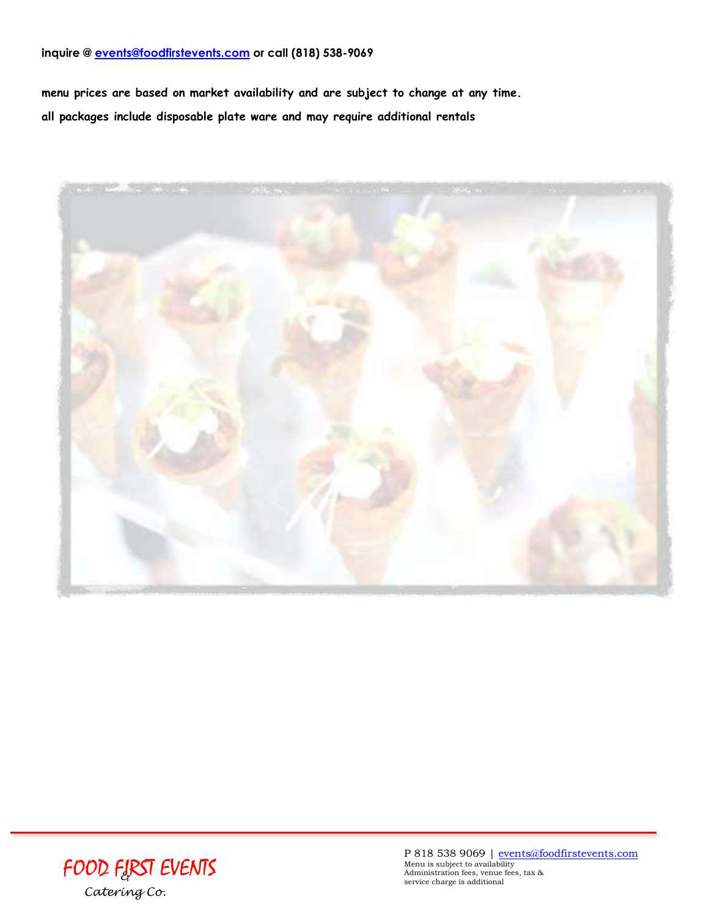**inquire @ events@foodfirstevents.com or call (818) 538-9069**

**menu prices are based on market availability and are subject to change at any time.**

**all packages include disposable plate ware and may require additional rentals**